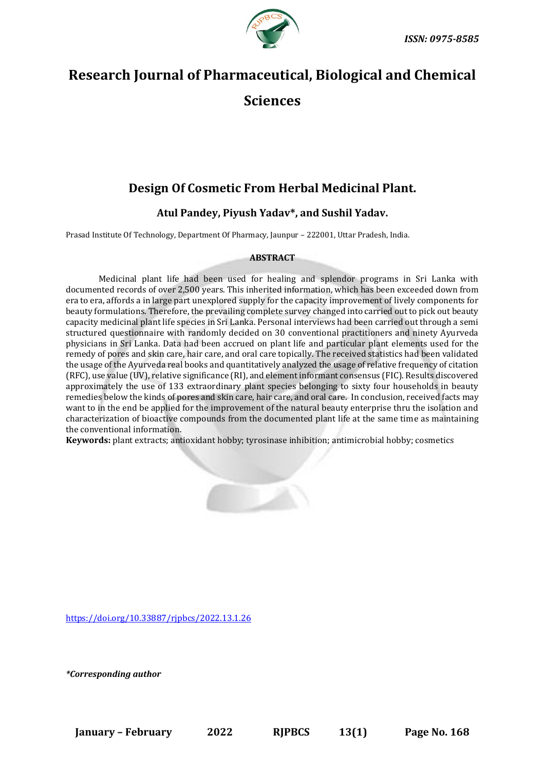ISSN: 0975-8585

# Research Journal of Pharmaceutical, Biological and Chemical Sciences

## Design Of Cosmetic From Herbal Medicinal Plant.

### Atul Pandey, Piyush Yadav*, and Sushil Yadav.

Prasad Institute Of Technology, Department Of Pharmacy, Jaunpur – 222001, Uttar Pradesh, India.

**ABSTRACT**

Medicinal plant life had been used for healing and splendor programs in Sri Lanka with documented records of over 2,500 years. This inherited information, which has been exceeded down from era to era, affords a in large part unexplored supply for the capacity improvement of lively components for beauty formulations. Therefore, the prevailing complete survey changed into carried out to pick out beauty capacity medicinal plant life species in Sri Lanka. Personal interviews had been carried out through a semi structured questionnaire with randomly decided on 30 conventional practitioners and ninety Ayurveda physicians in Sri Lanka. Data had been accrued on plant life and particular plant elements used for the remedy of pores and skin care, hair care, and oral care topically. The received statistics had been validated the usage of the Ayurveda real books and quantitatively analyzed the usage of relative frequency of citation (RFC), use value (UV), relative significance (RI), and element informant consensus (FIC). Results discovered approximately the use of 133 extraordinary plant species belonging to sixty four households in beauty remedies below the kinds of pores and skin care, hair care, and oral care. In conclusion, received facts may want to in the end be applied for the improvement of the natural beauty enterprise thru the isolation and characterization of bioactive compounds from the documented plant life at the same time as maintaining the conventional information.

**Keywords:** plant extracts; antioxidant hobby; tyrosinase inhibition; antimicrobial hobby; cosmetics

https://doi.org/10.33887/rjpbcs/2022.13.1.26

*\*Corresponding author*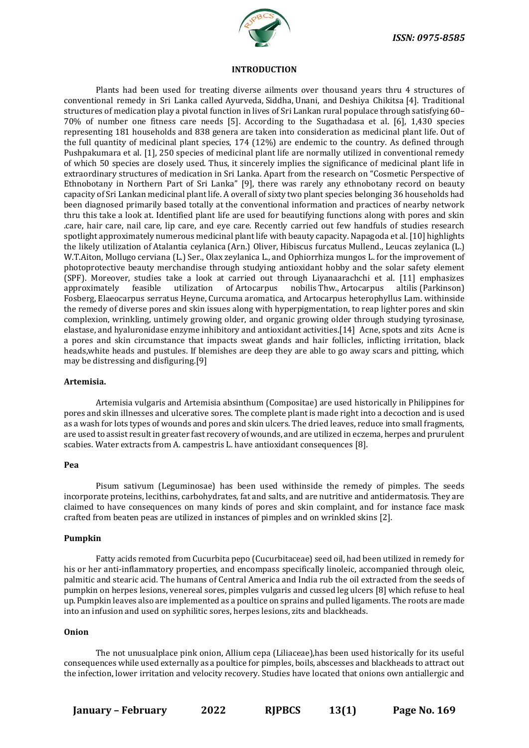## INTRODUCTION

Plants had been used for treating diverse ailments over thousand years thru 4 structures of conventional remedy in Sri Lanka called Ayurveda, Siddha, Unani, and Deshiya Chikitsa [4]. Traditional structures of medication play a pivotal function in lives of Sri Lankan rural populace through satisfying 60–70% of number one fitness care needs [5]. According to the Sugathadasa et al. [6], 1,430 species representing 181 households and 838 genera are taken into consideration as medicinal plant life. Out of the full quantity of medicinal plant species, 174 (12%) are endemic to the country. As defined through Pushpakumara et al. [1], 250 species of medicinal plant life are normally utilized in conventional remedy of which 50 species are closely used. Thus, it sincerely implies the significance of medicinal plant life in extraordinary structures of medication in Sri Lanka. Apart from the research on "Cosmetic Perspective of Ethnobotany in Northern Part of Sri Lanka" [9], there was rarely any ethnobotany record on beauty capacity of Sri Lankan medicinal plant life. A overall of sixty two plant species belonging 36 households had been diagnosed primarily based totally at the conventional information and practices of nearby network thru this take a look at. Identified plant life are used for beautifying functions along with pores and skin .care, hair care, nail care, lip care, and eye care. Recently carried out few handfuls of studies research spotlight approximately numerous medicinal plant life with beauty capacity. Napagoda et al. [10] highlights the likely utilization of Atalantia ceylanica (Arn.) Oliver, Hibiscus furcatus Mullend., Leucas zeylanica (L.) W.T.Aiton, Mollugo cerviana (L.) Ser., Olax zeylanica L., and Ophiorrhiza mungos L. for the improvement of photoprotective beauty merchandise through studying antioxidant hobby and the solar safety element (SPF). Moreover, studies take a look at carried out through Liyanaarachchi et al. [11] emphasizes approximately feasible utilization of Artocarpus nobilis Thw., Artocarpus altilis (Parkinson) Fosberg, Elaeocarpus serratus Heyne, Curcuma aromatica, and Artocarpus heterophyllus Lam. withinside the remedy of diverse pores and skin issues along with hyperpigmentation, to reap lighter pores and skin complexion, wrinkling, untimely growing older, and organic growing older through studying tyrosinase, elastase, and hyaluronidase enzyme inhibitory and antioxidant activities.[14] Acne, spots and zits Acne is a pores and skin circumstance that impacts sweat glands and hair follicles, inflicting irritation, black heads,white heads and pustules. If blemishes are deep they are able to go away scars and pitting, which may be distressing and disfiguring.[9]

### Artemisia.

Artemisia vulgaris and Artemisia absinthum (Compositae) are used historically in Philippines for pores and skin illnesses and ulcerative sores. The complete plant is made right into a decoction and is used as a wash for lots types of wounds and pores and skin ulcers. The dried leaves, reduce into small fragments, are used to assist result in greater fast recovery of wounds, and are utilized in eczema, herpes and prurulent scabies. Water extracts from A. campestris L. have antioxidant consequences [8].

### Pea

Pisum sativum (Leguminosae) has been used withinside the remedy of pimples. The seeds incorporate proteins, lecithins, carbohydrates, fat and salts, and are nutritive and antidermatosis. They are claimed to have consequences on many kinds of pores and skin complaint, and for instance face mask crafted from beaten peas are utilized in instances of pimples and on wrinkled skins [2].

### Pumpkin

Fatty acids remoted from Cucurbita pepo (Cucurbitaceae) seed oil, had been utilized in remedy for his or her anti-inflammatory properties, and encompass specifically linoleic, accompanied through oleic, palmitic and stearic acid. The humans of Central America and India rub the oil extracted from the seeds of pumpkin on herpes lesions, venereal sores, pimples vulgaris and cussed leg ulcers [8] which refuse to heal up. Pumpkin leaves also are implemented as a poultice on sprains and pulled ligaments. The roots are made into an infusion and used on syphilitic sores, herpes lesions, zits and blackheads.

### Onion

The not unusualplace pink onion, Allium cepa (Liliaceae),has been used historically for its useful consequences while used externally as a poultice for pimples, boils, abscesses and blackheads to attract out the infection, lower irritation and velocity recovery. Studies have located that onions own antiallergic and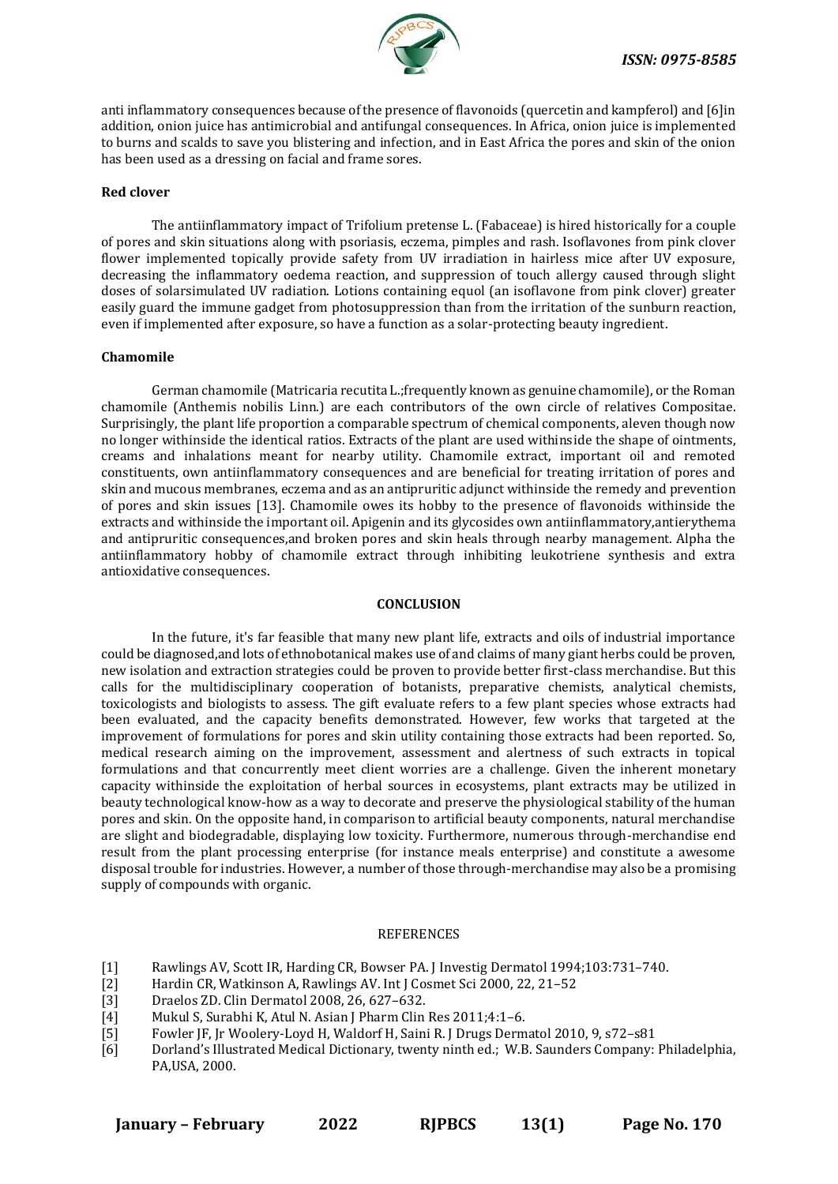anti inflammatory consequences because of the presence of flavonoids (quercetin and kampferol) and [6]in addition, onion juice has antimicrobial and antifungal consequences. In Africa, onion juice is implemented to burns and scalds to save you blistering and infection, and in East Africa the pores and skin of the onion has been used as a dressing on facial and frame sores.

**Red clover**

The antiinflammatory impact of Trifolium pretense L. (Fabaceae) is hired historically for a couple of pores and skin situations along with psoriasis, eczema, pimples and rash. Isoflavones from pink clover flower implemented topically provide safety from UV irradiation in hairless mice after UV exposure, decreasing the inflammatory oedema reaction, and suppression of touch allergy caused through slight doses of solarsimulated UV radiation. Lotions containing equol (an isoflavone from pink clover) greater easily guard the immune gadget from photosuppression than from the irritation of the sunburn reaction, even if implemented after exposure, so have a function as a solar-protecting beauty ingredient.

**Chamomile**

German chamomile (Matricaria recutita L.;frequently known as genuine chamomile), or the Roman chamomile (Anthemis nobilis Linn.) are each contributors of the own circle of relatives Compositae. Surprisingly, the plant life proportion a comparable spectrum of chemical components, aleven though now no longer withinside the identical ratios. Extracts of the plant are used withinside the shape of ointments, creams and inhalations meant for nearby utility. Chamomile extract, important oil and remoted constituents, own antiinflammatory consequences and are beneficial for treating irritation of pores and skin and mucous membranes, eczema and as an antipruritic adjunct withinside the remedy and prevention of pores and skin issues [13]. Chamomile owes its hobby to the presence of flavonoids withinside the extracts and withinside the important oil. Apigenin and its glycosides own antiinflammatory,antierythema and antipruritic consequences,and broken pores and skin heals through nearby management. Alpha the antiinflammatory hobby of chamomile extract through inhibiting leukotriene synthesis and extra antioxidative consequences.

## CONCLUSION

In the future, it's far feasible that many new plant life, extracts and oils of industrial importance could be diagnosed,and lots of ethnobotanical makes use of and claims of many giant herbs could be proven, new isolation and extraction strategies could be proven to provide better first-class merchandise. But this calls for the multidisciplinary cooperation of botanists, preparative chemists, analytical chemists, toxicologists and biologists to assess. The gift evaluate refers to a few plant species whose extracts had been evaluated, and the capacity benefits demonstrated. However, few works that targeted at the improvement of formulations for pores and skin utility containing those extracts had been reported. So, medical research aiming on the improvement, assessment and alertness of such extracts in topical formulations and that concurrently meet client worries are a challenge. Given the inherent monetary capacity withinside the exploitation of herbal sources in ecosystems, plant extracts may be utilized in beauty technological know-how as a way to decorate and preserve the physiological stability of the human pores and skin. On the opposite hand, in comparison to artificial beauty components, natural merchandise are slight and biodegradable, displaying low toxicity. Furthermore, numerous through-merchandise end result from the plant processing enterprise (for instance meals enterprise) and constitute a awesome disposal trouble for industries. However, a number of those through-merchandise may also be a promising supply of compounds with organic.

## REFERENCES

[1] Rawlings AV, Scott IR, Harding CR, Bowser PA. J Investig Dermatol 1994;103:731–740.

[2] Hardin CR, Watkinson A, Rawlings AV. Int J Cosmet Sci 2000, 22, 21–52

[3] Draelos ZD. Clin Dermatol 2008, 26, 627–632.

[4] Mukul S, Surabhi K, Atul N. Asian J Pharm Clin Res 2011;4:1–6.

[5] Fowler JF, Jr Woolery-Loyd H, Waldorf H, Saini R. J Drugs Dermatol 2010, 9, s72–s81

[6] Dorland's Illustrated Medical Dictionary, twenty ninth ed.; W.B. Saunders Company: Philadelphia, PA,USA, 2000.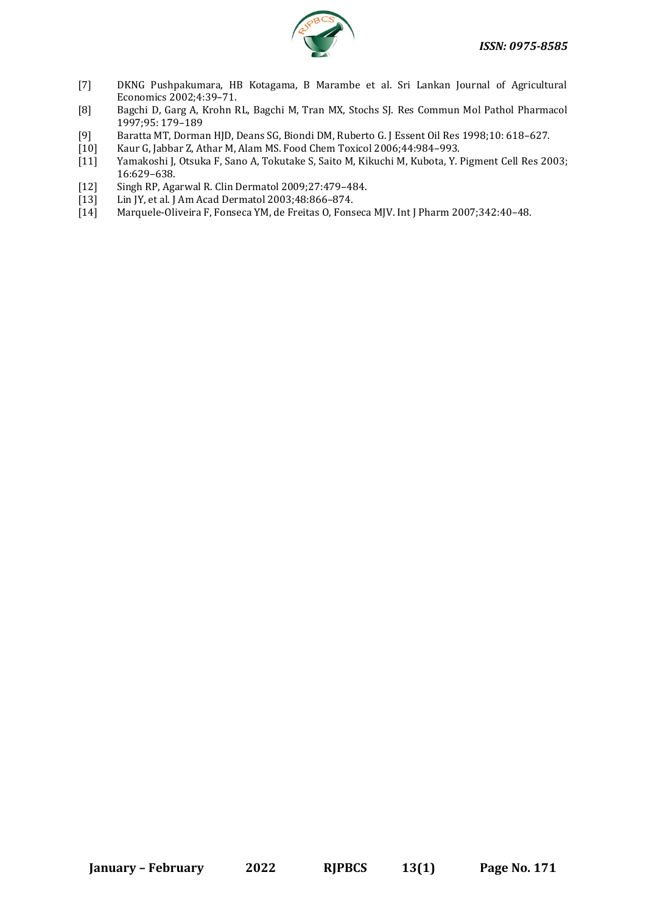[7] DKNG Pushpakumara, HB Kotagama, B Marambe et al. Sri Lankan Journal of Agricultural Economics 2002;4:39–71.

[8] Bagchi D, Garg A, Krohn RL, Bagchi M, Tran MX, Stochs SJ. Res Commun Mol Pathol Pharmacol 1997;95: 179–189

[9] Baratta MT, Dorman HJD, Deans SG, Biondi DM, Ruberto G. J Essent Oil Res 1998;10: 618–627.

[10] Kaur G, Jabbar Z, Athar M, Alam MS. Food Chem Toxicol 2006;44:984–993.

[11] Yamakoshi J, Otsuka F, Sano A, Tokutake S, Saito M, Kikuchi M, Kubota, Y. Pigment Cell Res 2003; 16:629–638.

[12] Singh RP, Agarwal R. Clin Dermatol 2009;27:479–484.

[13] Lin JY, et al. J Am Acad Dermatol 2003;48:866–874.

[14] Marquele-Oliveira F, Fonseca YM, de Freitas O, Fonseca MJV. Int J Pharm 2007;342:40–48.